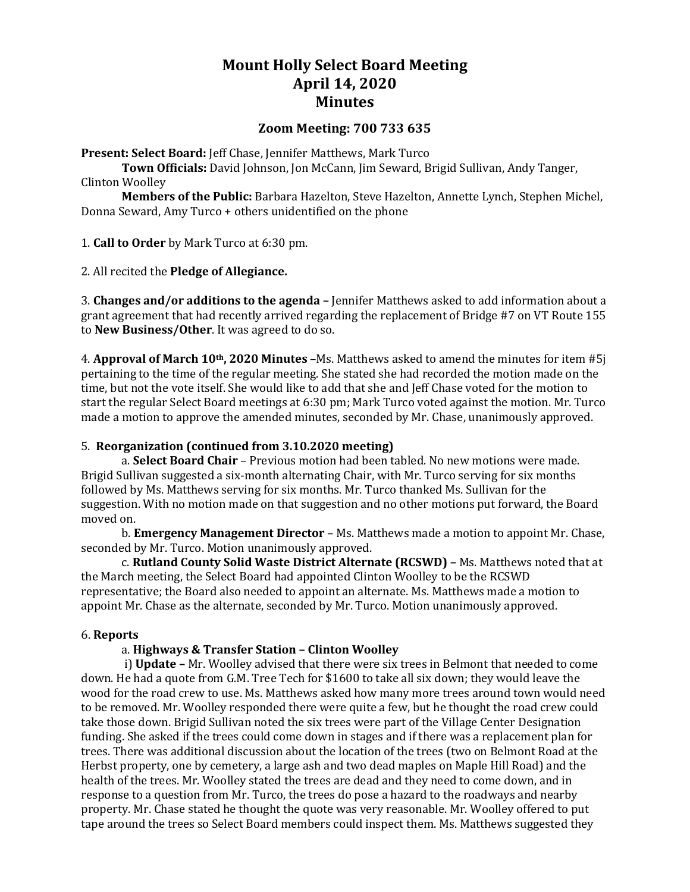# Mount Holly Select Board Meeting
# April 14, 2020
# Minutes

## Zoom Meeting: 700 733 635

**Present: Select Board:** Jeff Chase, Jennifer Matthews, Mark Turco

**Town Officials:** David Johnson, Jon McCann, Jim Seward, Brigid Sullivan, Andy Tanger, Clinton Woolley

**Members of the Public:** Barbara Hazelton, Steve Hazelton, Annette Lynch, Stephen Michel, Donna Seward, Amy Turco + others unidentified on the phone

1. **Call to Order** by Mark Turco at 6:30 pm.

2. All recited the **Pledge of Allegiance.**

3. **Changes and/or additions to the agenda –** Jennifer Matthews asked to add information about a grant agreement that had recently arrived regarding the replacement of Bridge #7 on VT Route 155 to **New Business/Other**. It was agreed to do so.

4. **Approval of March 10th, 2020 Minutes** –Ms. Matthews asked to amend the minutes for item #5j pertaining to the time of the regular meeting. She stated she had recorded the motion made on the time, but not the vote itself. She would like to add that she and Jeff Chase voted for the motion to start the regular Select Board meetings at 6:30 pm; Mark Turco voted against the motion. Mr. Turco made a motion to approve the amended minutes, seconded by Mr. Chase, unanimously approved.

5. **Reorganization (continued from 3.10.2020 meeting)**

a. **Select Board Chair** – Previous motion had been tabled. No new motions were made. Brigid Sullivan suggested a six-month alternating Chair, with Mr. Turco serving for six months followed by Ms. Matthews serving for six months. Mr. Turco thanked Ms. Sullivan for the suggestion. With no motion made on that suggestion and no other motions put forward, the Board moved on.

b. **Emergency Management Director** – Ms. Matthews made a motion to appoint Mr. Chase, seconded by Mr. Turco. Motion unanimously approved.

c. **Rutland County Solid Waste District Alternate (RCSWD) –** Ms. Matthews noted that at the March meeting, the Select Board had appointed Clinton Woolley to be the RCSWD representative; the Board also needed to appoint an alternate. Ms. Matthews made a motion to appoint Mr. Chase as the alternate, seconded by Mr. Turco. Motion unanimously approved.

6. **Reports**

a. **Highways & Transfer Station – Clinton Woolley**

i) **Update –** Mr. Woolley advised that there were six trees in Belmont that needed to come down. He had a quote from G.M. Tree Tech for $1600 to take all six down; they would leave the wood for the road crew to use. Ms. Matthews asked how many more trees around town would need to be removed. Mr. Woolley responded there were quite a few, but he thought the road crew could take those down. Brigid Sullivan noted the six trees were part of the Village Center Designation funding. She asked if the trees could come down in stages and if there was a replacement plan for trees. There was additional discussion about the location of the trees (two on Belmont Road at the Herbst property, one by cemetery, a large ash and two dead maples on Maple Hill Road) and the health of the trees. Mr. Woolley stated the trees are dead and they need to come down, and in response to a question from Mr. Turco, the trees do pose a hazard to the roadways and nearby property. Mr. Chase stated he thought the quote was very reasonable. Mr. Woolley offered to put tape around the trees so Select Board members could inspect them. Ms. Matthews suggested they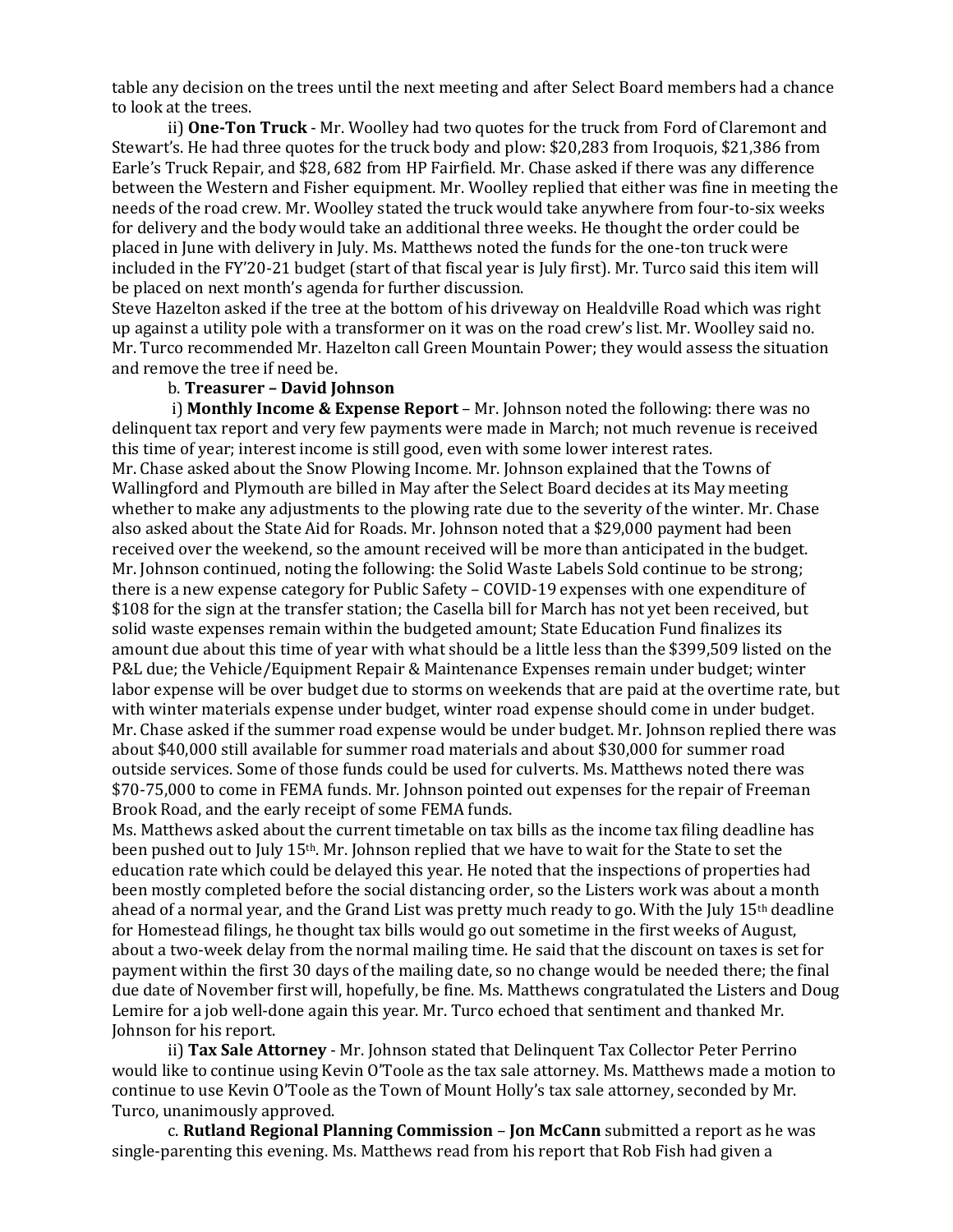table any decision on the trees until the next meeting and after Select Board members had a chance to look at the trees.

ii) **One-Ton Truck** - Mr. Woolley had two quotes for the truck from Ford of Claremont and Stewart's. He had three quotes for the truck body and plow: $20,283 from Iroquois, $21,386 from Earle's Truck Repair, and $28, 682 from HP Fairfield. Mr. Chase asked if there was any difference between the Western and Fisher equipment. Mr. Woolley replied that either was fine in meeting the needs of the road crew. Mr. Woolley stated the truck would take anywhere from four-to-six weeks for delivery and the body would take an additional three weeks. He thought the order could be placed in June with delivery in July. Ms. Matthews noted the funds for the one-ton truck were included in the FY'20-21 budget (start of that fiscal year is July first). Mr. Turco said this item will be placed on next month's agenda for further discussion.

Steve Hazelton asked if the tree at the bottom of his driveway on Healdville Road which was right up against a utility pole with a transformer on it was on the road crew's list. Mr. Woolley said no. Mr. Turco recommended Mr. Hazelton call Green Mountain Power; they would assess the situation and remove the tree if need be.

b. **Treasurer – David Johnson**

i) **Monthly Income & Expense Report** – Mr. Johnson noted the following: there was no delinquent tax report and very few payments were made in March; not much revenue is received this time of year; interest income is still good, even with some lower interest rates.

Mr. Chase asked about the Snow Plowing Income. Mr. Johnson explained that the Towns of Wallingford and Plymouth are billed in May after the Select Board decides at its May meeting whether to make any adjustments to the plowing rate due to the severity of the winter. Mr. Chase also asked about the State Aid for Roads. Mr. Johnson noted that a $29,000 payment had been received over the weekend, so the amount received will be more than anticipated in the budget. Mr. Johnson continued, noting the following: the Solid Waste Labels Sold continue to be strong; there is a new expense category for Public Safety – COVID-19 expenses with one expenditure of $108 for the sign at the transfer station; the Casella bill for March has not yet been received, but solid waste expenses remain within the budgeted amount; State Education Fund finalizes its amount due about this time of year with what should be a little less than the $399,509 listed on the P&L due; the Vehicle/Equipment Repair & Maintenance Expenses remain under budget; winter labor expense will be over budget due to storms on weekends that are paid at the overtime rate, but with winter materials expense under budget, winter road expense should come in under budget. Mr. Chase asked if the summer road expense would be under budget. Mr. Johnson replied there was about $40,000 still available for summer road materials and about $30,000 for summer road outside services. Some of those funds could be used for culverts. Ms. Matthews noted there was $70-75,000 to come in FEMA funds. Mr. Johnson pointed out expenses for the repair of Freeman Brook Road, and the early receipt of some FEMA funds.

Ms. Matthews asked about the current timetable on tax bills as the income tax filing deadline has been pushed out to July 15th. Mr. Johnson replied that we have to wait for the State to set the education rate which could be delayed this year. He noted that the inspections of properties had been mostly completed before the social distancing order, so the Listers work was about a month ahead of a normal year, and the Grand List was pretty much ready to go. With the July 15th deadline for Homestead filings, he thought tax bills would go out sometime in the first weeks of August, about a two-week delay from the normal mailing time. He said that the discount on taxes is set for payment within the first 30 days of the mailing date, so no change would be needed there; the final due date of November first will, hopefully, be fine. Ms. Matthews congratulated the Listers and Doug Lemire for a job well-done again this year. Mr. Turco echoed that sentiment and thanked Mr. Johnson for his report.

ii) **Tax Sale Attorney** - Mr. Johnson stated that Delinquent Tax Collector Peter Perrino would like to continue using Kevin O'Toole as the tax sale attorney. Ms. Matthews made a motion to continue to use Kevin O'Toole as the Town of Mount Holly's tax sale attorney, seconded by Mr. Turco, unanimously approved.

c. **Rutland Regional Planning Commission** – **Jon McCann** submitted a report as he was single-parenting this evening. Ms. Matthews read from his report that Rob Fish had given a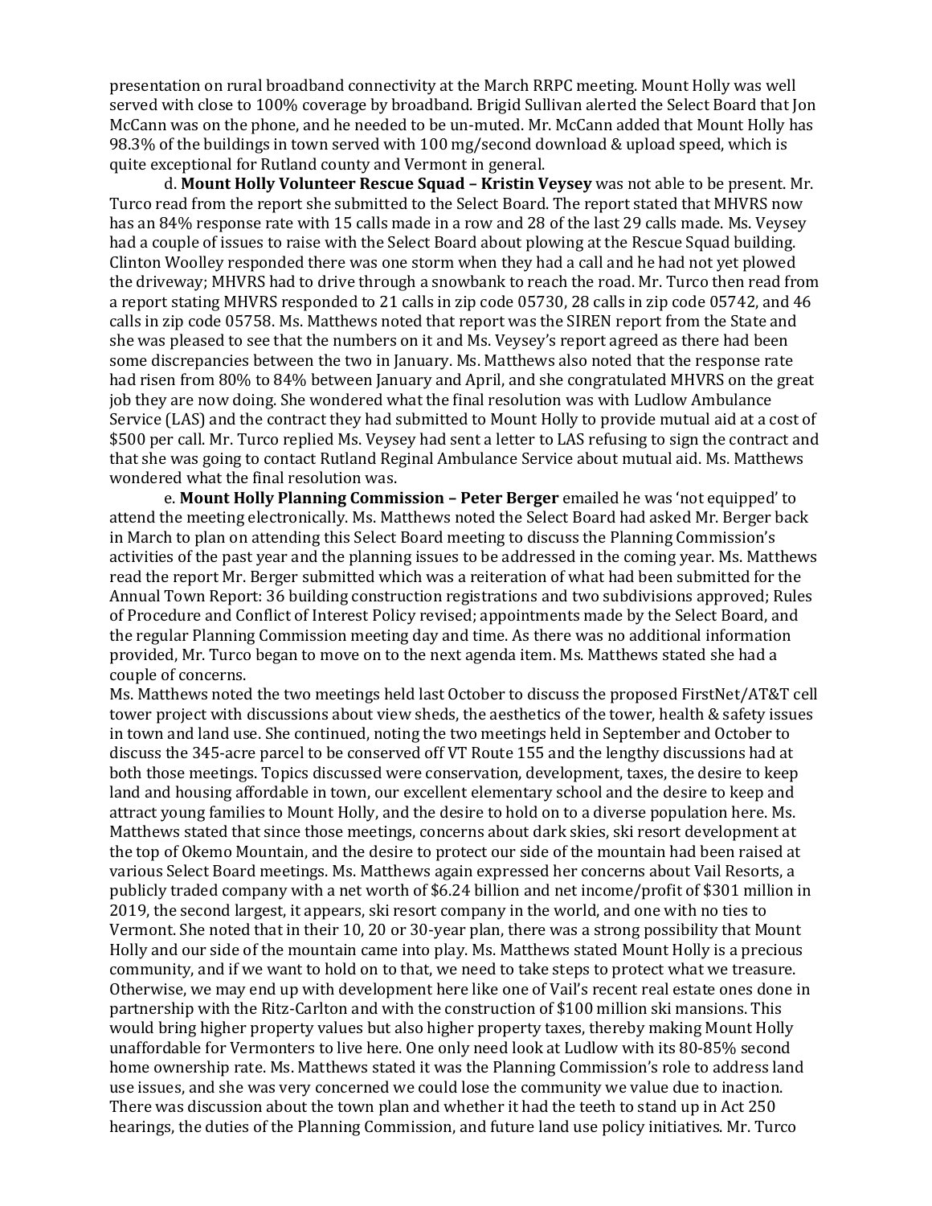presentation on rural broadband connectivity at the March RRPC meeting. Mount Holly was well served with close to 100% coverage by broadband. Brigid Sullivan alerted the Select Board that Jon McCann was on the phone, and he needed to be un-muted. Mr. McCann added that Mount Holly has 98.3% of the buildings in town served with 100 mg/second download & upload speed, which is quite exceptional for Rutland county and Vermont in general.

d. **Mount Holly Volunteer Rescue Squad – Kristin Veysey** was not able to be present. Mr. Turco read from the report she submitted to the Select Board. The report stated that MHVRS now has an 84% response rate with 15 calls made in a row and 28 of the last 29 calls made. Ms. Veysey had a couple of issues to raise with the Select Board about plowing at the Rescue Squad building. Clinton Woolley responded there was one storm when they had a call and he had not yet plowed the driveway; MHVRS had to drive through a snowbank to reach the road. Mr. Turco then read from a report stating MHVRS responded to 21 calls in zip code 05730, 28 calls in zip code 05742, and 46 calls in zip code 05758. Ms. Matthews noted that report was the SIREN report from the State and she was pleased to see that the numbers on it and Ms. Veysey's report agreed as there had been some discrepancies between the two in January. Ms. Matthews also noted that the response rate had risen from 80% to 84% between January and April, and she congratulated MHVRS on the great job they are now doing. She wondered what the final resolution was with Ludlow Ambulance Service (LAS) and the contract they had submitted to Mount Holly to provide mutual aid at a cost of $500 per call. Mr. Turco replied Ms. Veysey had sent a letter to LAS refusing to sign the contract and that she was going to contact Rutland Reginal Ambulance Service about mutual aid. Ms. Matthews wondered what the final resolution was.

e. **Mount Holly Planning Commission – Peter Berger** emailed he was 'not equipped' to attend the meeting electronically. Ms. Matthews noted the Select Board had asked Mr. Berger back in March to plan on attending this Select Board meeting to discuss the Planning Commission's activities of the past year and the planning issues to be addressed in the coming year. Ms. Matthews read the report Mr. Berger submitted which was a reiteration of what had been submitted for the Annual Town Report: 36 building construction registrations and two subdivisions approved; Rules of Procedure and Conflict of Interest Policy revised; appointments made by the Select Board, and the regular Planning Commission meeting day and time. As there was no additional information provided, Mr. Turco began to move on to the next agenda item. Ms. Matthews stated she had a couple of concerns.

Ms. Matthews noted the two meetings held last October to discuss the proposed FirstNet/AT&T cell tower project with discussions about view sheds, the aesthetics of the tower, health & safety issues in town and land use. She continued, noting the two meetings held in September and October to discuss the 345-acre parcel to be conserved off VT Route 155 and the lengthy discussions had at both those meetings. Topics discussed were conservation, development, taxes, the desire to keep land and housing affordable in town, our excellent elementary school and the desire to keep and attract young families to Mount Holly, and the desire to hold on to a diverse population here. Ms. Matthews stated that since those meetings, concerns about dark skies, ski resort development at the top of Okemo Mountain, and the desire to protect our side of the mountain had been raised at various Select Board meetings. Ms. Matthews again expressed her concerns about Vail Resorts, a publicly traded company with a net worth of $6.24 billion and net income/profit of $301 million in 2019, the second largest, it appears, ski resort company in the world, and one with no ties to Vermont. She noted that in their 10, 20 or 30-year plan, there was a strong possibility that Mount Holly and our side of the mountain came into play. Ms. Matthews stated Mount Holly is a precious community, and if we want to hold on to that, we need to take steps to protect what we treasure. Otherwise, we may end up with development here like one of Vail's recent real estate ones done in partnership with the Ritz-Carlton and with the construction of $100 million ski mansions. This would bring higher property values but also higher property taxes, thereby making Mount Holly unaffordable for Vermonters to live here. One only need look at Ludlow with its 80-85% second home ownership rate. Ms. Matthews stated it was the Planning Commission's role to address land use issues, and she was very concerned we could lose the community we value due to inaction. There was discussion about the town plan and whether it had the teeth to stand up in Act 250 hearings, the duties of the Planning Commission, and future land use policy initiatives. Mr. Turco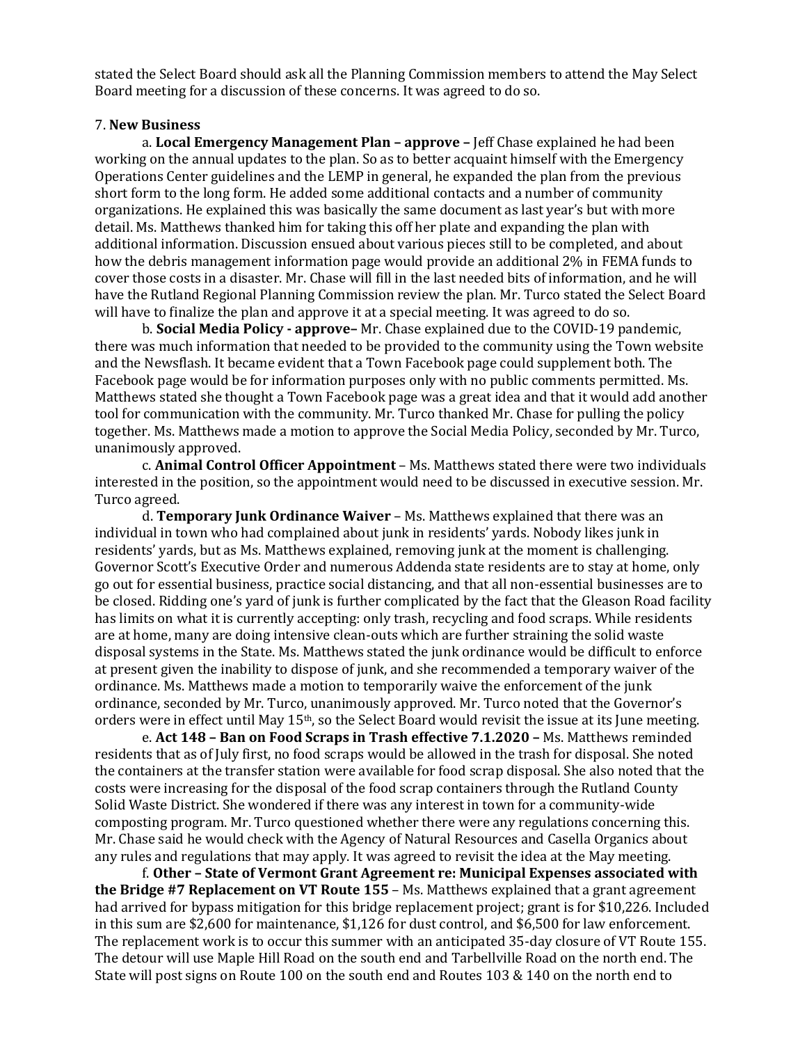stated the Select Board should ask all the Planning Commission members to attend the May Select Board meeting for a discussion of these concerns. It was agreed to do so.

7. **New Business**

a. **Local Emergency Management Plan – approve –** Jeff Chase explained he had been working on the annual updates to the plan. So as to better acquaint himself with the Emergency Operations Center guidelines and the LEMP in general, he expanded the plan from the previous short form to the long form. He added some additional contacts and a number of community organizations. He explained this was basically the same document as last year's but with more detail. Ms. Matthews thanked him for taking this off her plate and expanding the plan with additional information. Discussion ensued about various pieces still to be completed, and about how the debris management information page would provide an additional 2% in FEMA funds to cover those costs in a disaster. Mr. Chase will fill in the last needed bits of information, and he will have the Rutland Regional Planning Commission review the plan. Mr. Turco stated the Select Board will have to finalize the plan and approve it at a special meeting. It was agreed to do so.

b. **Social Media Policy - approve–** Mr. Chase explained due to the COVID-19 pandemic, there was much information that needed to be provided to the community using the Town website and the Newsflash. It became evident that a Town Facebook page could supplement both. The Facebook page would be for information purposes only with no public comments permitted. Ms. Matthews stated she thought a Town Facebook page was a great idea and that it would add another tool for communication with the community. Mr. Turco thanked Mr. Chase for pulling the policy together. Ms. Matthews made a motion to approve the Social Media Policy, seconded by Mr. Turco, unanimously approved.

c. **Animal Control Officer Appointment** – Ms. Matthews stated there were two individuals interested in the position, so the appointment would need to be discussed in executive session. Mr. Turco agreed.

d. **Temporary Junk Ordinance Waiver** – Ms. Matthews explained that there was an individual in town who had complained about junk in residents' yards. Nobody likes junk in residents' yards, but as Ms. Matthews explained, removing junk at the moment is challenging. Governor Scott's Executive Order and numerous Addenda state residents are to stay at home, only go out for essential business, practice social distancing, and that all non-essential businesses are to be closed. Ridding one's yard of junk is further complicated by the fact that the Gleason Road facility has limits on what it is currently accepting: only trash, recycling and food scraps. While residents are at home, many are doing intensive clean-outs which are further straining the solid waste disposal systems in the State. Ms. Matthews stated the junk ordinance would be difficult to enforce at present given the inability to dispose of junk, and she recommended a temporary waiver of the ordinance. Ms. Matthews made a motion to temporarily waive the enforcement of the junk ordinance, seconded by Mr. Turco, unanimously approved. Mr. Turco noted that the Governor's orders were in effect until May 15th, so the Select Board would revisit the issue at its June meeting.

e. **Act 148 – Ban on Food Scraps in Trash effective 7.1.2020 –** Ms. Matthews reminded residents that as of July first, no food scraps would be allowed in the trash for disposal. She noted the containers at the transfer station were available for food scrap disposal. She also noted that the costs were increasing for the disposal of the food scrap containers through the Rutland County Solid Waste District. She wondered if there was any interest in town for a community-wide composting program. Mr. Turco questioned whether there were any regulations concerning this. Mr. Chase said he would check with the Agency of Natural Resources and Casella Organics about any rules and regulations that may apply. It was agreed to revisit the idea at the May meeting.

f. **Other – State of Vermont Grant Agreement re: Municipal Expenses associated with the Bridge #7 Replacement on VT Route 155** – Ms. Matthews explained that a grant agreement had arrived for bypass mitigation for this bridge replacement project; grant is for $10,226. Included in this sum are $2,600 for maintenance, $1,126 for dust control, and $6,500 for law enforcement. The replacement work is to occur this summer with an anticipated 35-day closure of VT Route 155. The detour will use Maple Hill Road on the south end and Tarbellville Road on the north end. The State will post signs on Route 100 on the south end and Routes 103 & 140 on the north end to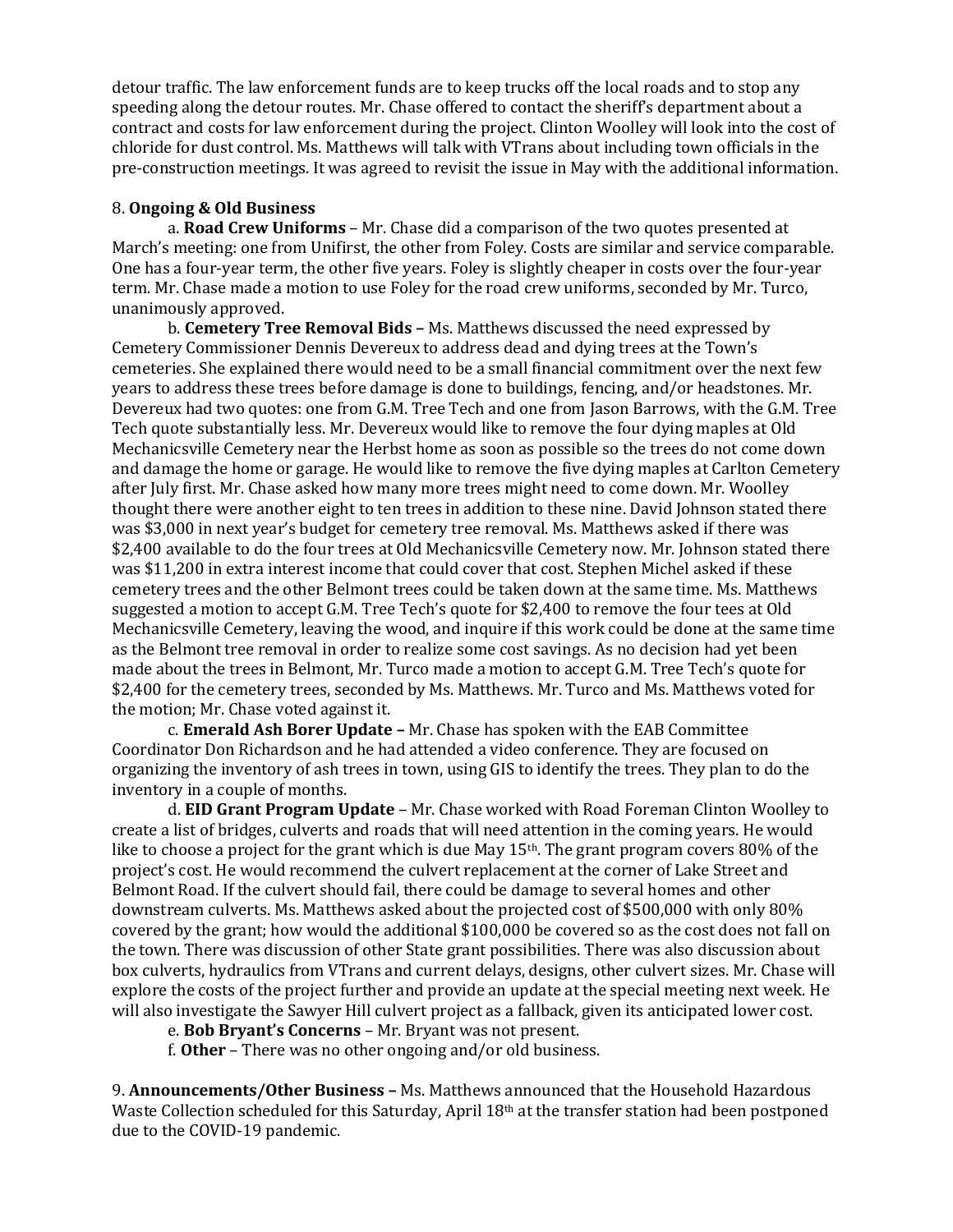detour traffic. The law enforcement funds are to keep trucks off the local roads and to stop any speeding along the detour routes. Mr. Chase offered to contact the sheriff's department about a contract and costs for law enforcement during the project. Clinton Woolley will look into the cost of chloride for dust control. Ms. Matthews will talk with VTrans about including town officials in the pre-construction meetings. It was agreed to revisit the issue in May with the additional information.

8. **Ongoing & Old Business**

a. **Road Crew Uniforms** – Mr. Chase did a comparison of the two quotes presented at March's meeting: one from Unifirst, the other from Foley. Costs are similar and service comparable. One has a four-year term, the other five years. Foley is slightly cheaper in costs over the four-year term. Mr. Chase made a motion to use Foley for the road crew uniforms, seconded by Mr. Turco, unanimously approved.

b. **Cemetery Tree Removal Bids –** Ms. Matthews discussed the need expressed by Cemetery Commissioner Dennis Devereux to address dead and dying trees at the Town's cemeteries. She explained there would need to be a small financial commitment over the next few years to address these trees before damage is done to buildings, fencing, and/or headstones. Mr. Devereux had two quotes: one from G.M. Tree Tech and one from Jason Barrows, with the G.M. Tree Tech quote substantially less. Mr. Devereux would like to remove the four dying maples at Old Mechanicsville Cemetery near the Herbst home as soon as possible so the trees do not come down and damage the home or garage. He would like to remove the five dying maples at Carlton Cemetery after July first. Mr. Chase asked how many more trees might need to come down. Mr. Woolley thought there were another eight to ten trees in addition to these nine. David Johnson stated there was $3,000 in next year's budget for cemetery tree removal. Ms. Matthews asked if there was $2,400 available to do the four trees at Old Mechanicsville Cemetery now. Mr. Johnson stated there was $11,200 in extra interest income that could cover that cost. Stephen Michel asked if these cemetery trees and the other Belmont trees could be taken down at the same time. Ms. Matthews suggested a motion to accept G.M. Tree Tech's quote for $2,400 to remove the four tees at Old Mechanicsville Cemetery, leaving the wood, and inquire if this work could be done at the same time as the Belmont tree removal in order to realize some cost savings. As no decision had yet been made about the trees in Belmont, Mr. Turco made a motion to accept G.M. Tree Tech's quote for $2,400 for the cemetery trees, seconded by Ms. Matthews. Mr. Turco and Ms. Matthews voted for the motion; Mr. Chase voted against it.

c. **Emerald Ash Borer Update –** Mr. Chase has spoken with the EAB Committee Coordinator Don Richardson and he had attended a video conference. They are focused on organizing the inventory of ash trees in town, using GIS to identify the trees. They plan to do the inventory in a couple of months.

d. **EID Grant Program Update** – Mr. Chase worked with Road Foreman Clinton Woolley to create a list of bridges, culverts and roads that will need attention in the coming years. He would like to choose a project for the grant which is due May 15th. The grant program covers 80% of the project's cost. He would recommend the culvert replacement at the corner of Lake Street and Belmont Road. If the culvert should fail, there could be damage to several homes and other downstream culverts. Ms. Matthews asked about the projected cost of $500,000 with only 80% covered by the grant; how would the additional $100,000 be covered so as the cost does not fall on the town. There was discussion of other State grant possibilities. There was also discussion about box culverts, hydraulics from VTrans and current delays, designs, other culvert sizes. Mr. Chase will explore the costs of the project further and provide an update at the special meeting next week. He will also investigate the Sawyer Hill culvert project as a fallback, given its anticipated lower cost.

e. **Bob Bryant's Concerns** – Mr. Bryant was not present.

f. **Other** – There was no other ongoing and/or old business.

9. **Announcements/Other Business –** Ms. Matthews announced that the Household Hazardous Waste Collection scheduled for this Saturday, April 18th at the transfer station had been postponed due to the COVID-19 pandemic.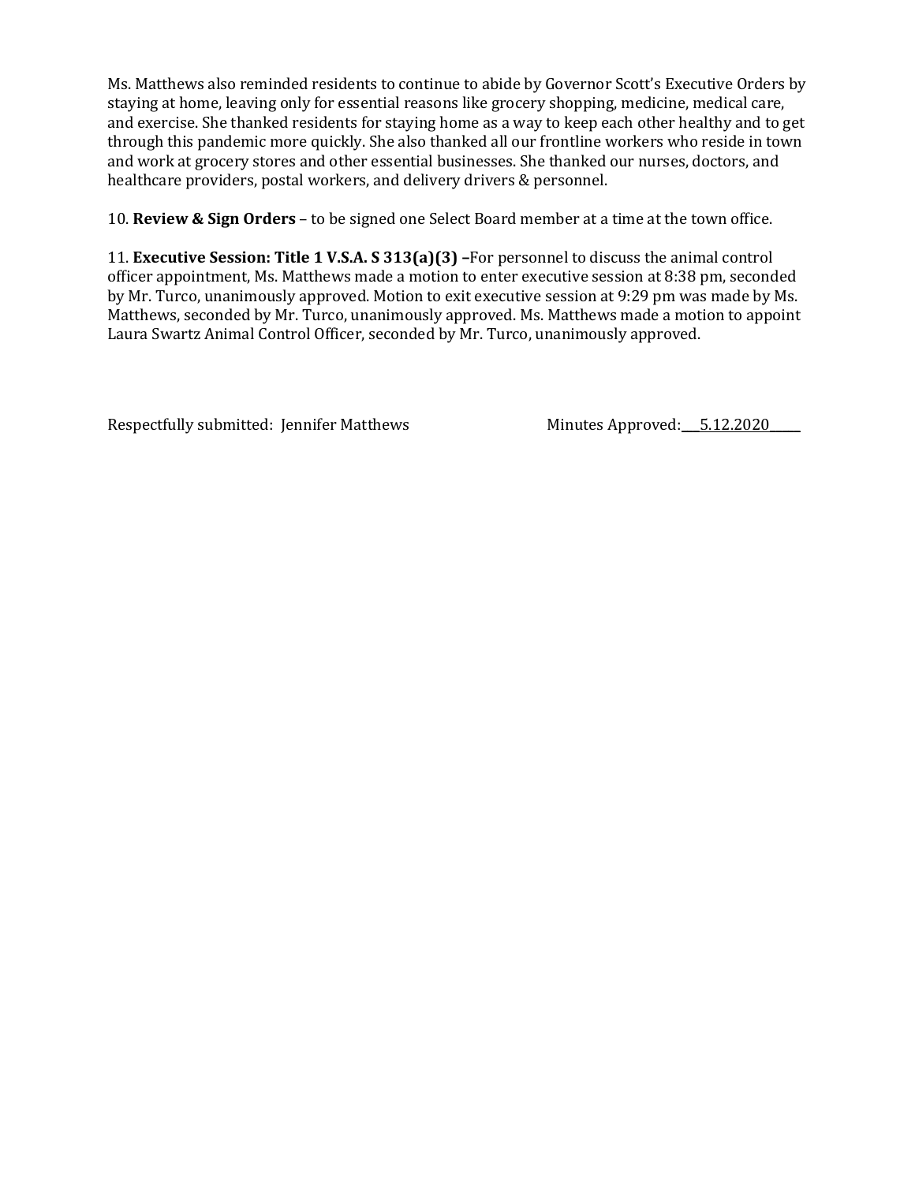Ms. Matthews also reminded residents to continue to abide by Governor Scott's Executive Orders by staying at home, leaving only for essential reasons like grocery shopping, medicine, medical care, and exercise. She thanked residents for staying home as a way to keep each other healthy and to get through this pandemic more quickly. She also thanked all our frontline workers who reside in town and work at grocery stores and other essential businesses. She thanked our nurses, doctors, and healthcare providers, postal workers, and delivery drivers & personnel.

10. **Review & Sign Orders** – to be signed one Select Board member at a time at the town office.

11. **Executive Session: Title 1 V.S.A. S 313(a)(3) –**For personnel to discuss the animal control officer appointment, Ms. Matthews made a motion to enter executive session at 8:38 pm, seconded by Mr. Turco, unanimously approved. Motion to exit executive session at 9:29 pm was made by Ms. Matthews, seconded by Mr. Turco, unanimously approved. Ms. Matthews made a motion to appoint Laura Swartz Animal Control Officer, seconded by Mr. Turco, unanimously approved.

Respectfully submitted: Jennifer Matthews

Minutes Approved: 5.12.2020